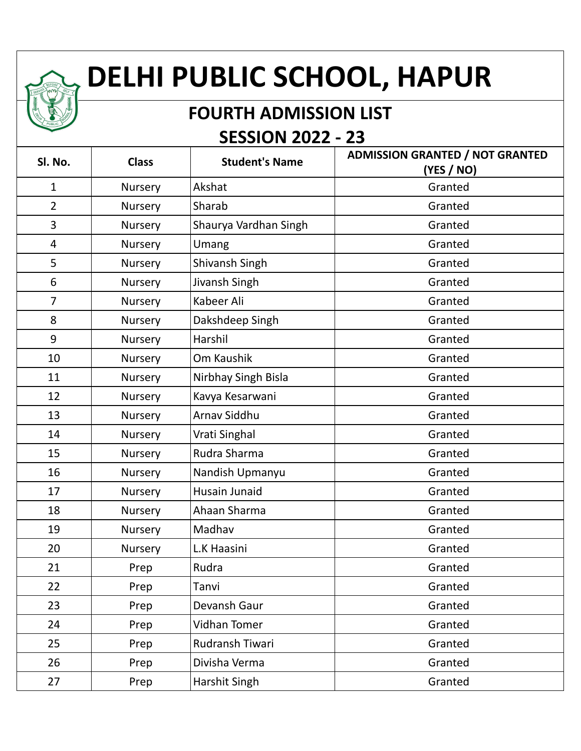# DELHI PUBLIC SCHOOL, HAPUR

## FOURTH ADMISSION LIST

## SESSION 2022 - 23

| Sl. No. | Class | Student's Name | ADMISSION GRANTED / NOT GRANTED (YES / NO) |
|---|---|---|---|
| 1 | Nursery | Akshat | Granted |
| 2 | Nursery | Sharab | Granted |
| 3 | Nursery | Shaurya Vardhan Singh | Granted |
| 4 | Nursery | Umang | Granted |
| 5 | Nursery | Shivansh Singh | Granted |
| 6 | Nursery | Jivansh Singh | Granted |
| 7 | Nursery | Kabeer Ali | Granted |
| 8 | Nursery | Dakshdeep Singh | Granted |
| 9 | Nursery | Harshil | Granted |
| 10 | Nursery | Om Kaushik | Granted |
| 11 | Nursery | Nirbhay Singh Bisla | Granted |
| 12 | Nursery | Kavya Kesarwani | Granted |
| 13 | Nursery | Arnav Siddhu | Granted |
| 14 | Nursery | Vrati Singhal | Granted |
| 15 | Nursery | Rudra Sharma | Granted |
| 16 | Nursery | Nandish Upmanyu | Granted |
| 17 | Nursery | Husain Junaid | Granted |
| 18 | Nursery | Ahaan Sharma | Granted |
| 19 | Nursery | Madhav | Granted |
| 20 | Nursery | L.K Haasini | Granted |
| 21 | Prep | Rudra | Granted |
| 22 | Prep | Tanvi | Granted |
| 23 | Prep | Devansh Gaur | Granted |
| 24 | Prep | Vidhan Tomer | Granted |
| 25 | Prep | Rudransh Tiwari | Granted |
| 26 | Prep | Divisha Verma | Granted |
| 27 | Prep | Harshit Singh | Granted |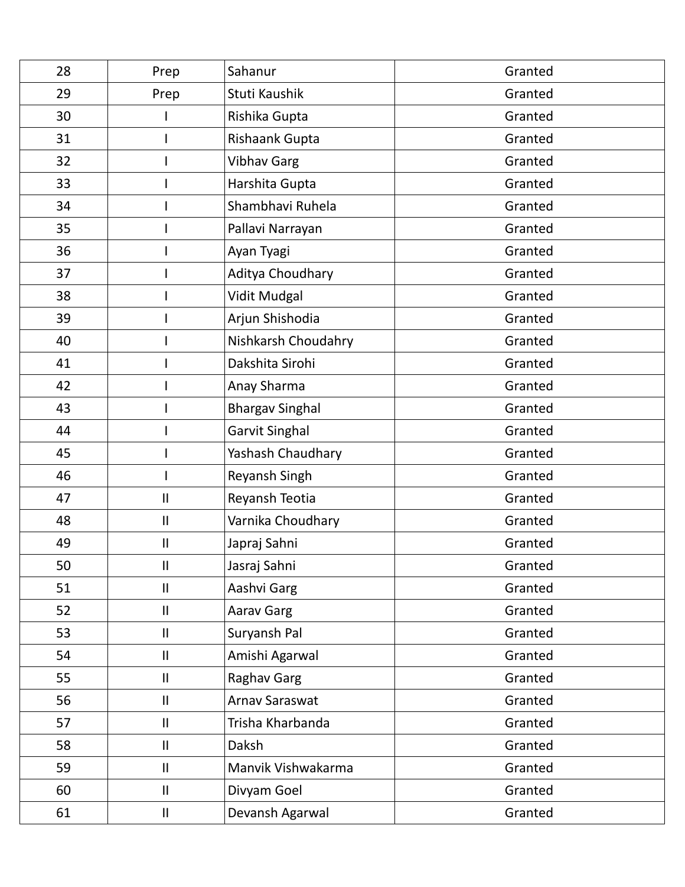| | | | |
|---|---|---|---|
| 28 | Prep | Sahanur | Granted |
| 29 | Prep | Stuti Kaushik | Granted |
| 30 | I | Rishika Gupta | Granted |
| 31 | I | Rishaank Gupta | Granted |
| 32 | I | Vibhav Garg | Granted |
| 33 | I | Harshita Gupta | Granted |
| 34 | I | Shambhavi Ruhela | Granted |
| 35 | I | Pallavi Narrayan | Granted |
| 36 | I | Ayan Tyagi | Granted |
| 37 | I | Aditya Choudhary | Granted |
| 38 | I | Vidit Mudgal | Granted |
| 39 | I | Arjun Shishodia | Granted |
| 40 | I | Nishkarsh Choudahry | Granted |
| 41 | I | Dakshita Sirohi | Granted |
| 42 | I | Anay Sharma | Granted |
| 43 | I | Bhargav Singhal | Granted |
| 44 | I | Garvit Singhal | Granted |
| 45 | I | Yashash Chaudhary | Granted |
| 46 | I | Reyansh Singh | Granted |
| 47 | II | Reyansh Teotia | Granted |
| 48 | II | Varnika Choudhary | Granted |
| 49 | II | Japraj Sahni | Granted |
| 50 | II | Jasraj Sahni | Granted |
| 51 | II | Aashvi Garg | Granted |
| 52 | II | Aarav Garg | Granted |
| 53 | II | Suryansh Pal | Granted |
| 54 | II | Amishi Agarwal | Granted |
| 55 | II | Raghav Garg | Granted |
| 56 | II | Arnav Saraswat | Granted |
| 57 | II | Trisha Kharbanda | Granted |
| 58 | II | Daksh | Granted |
| 59 | II | Manvik Vishwakarma | Granted |
| 60 | II | Divyam Goel | Granted |
| 61 | II | Devansh Agarwal | Granted |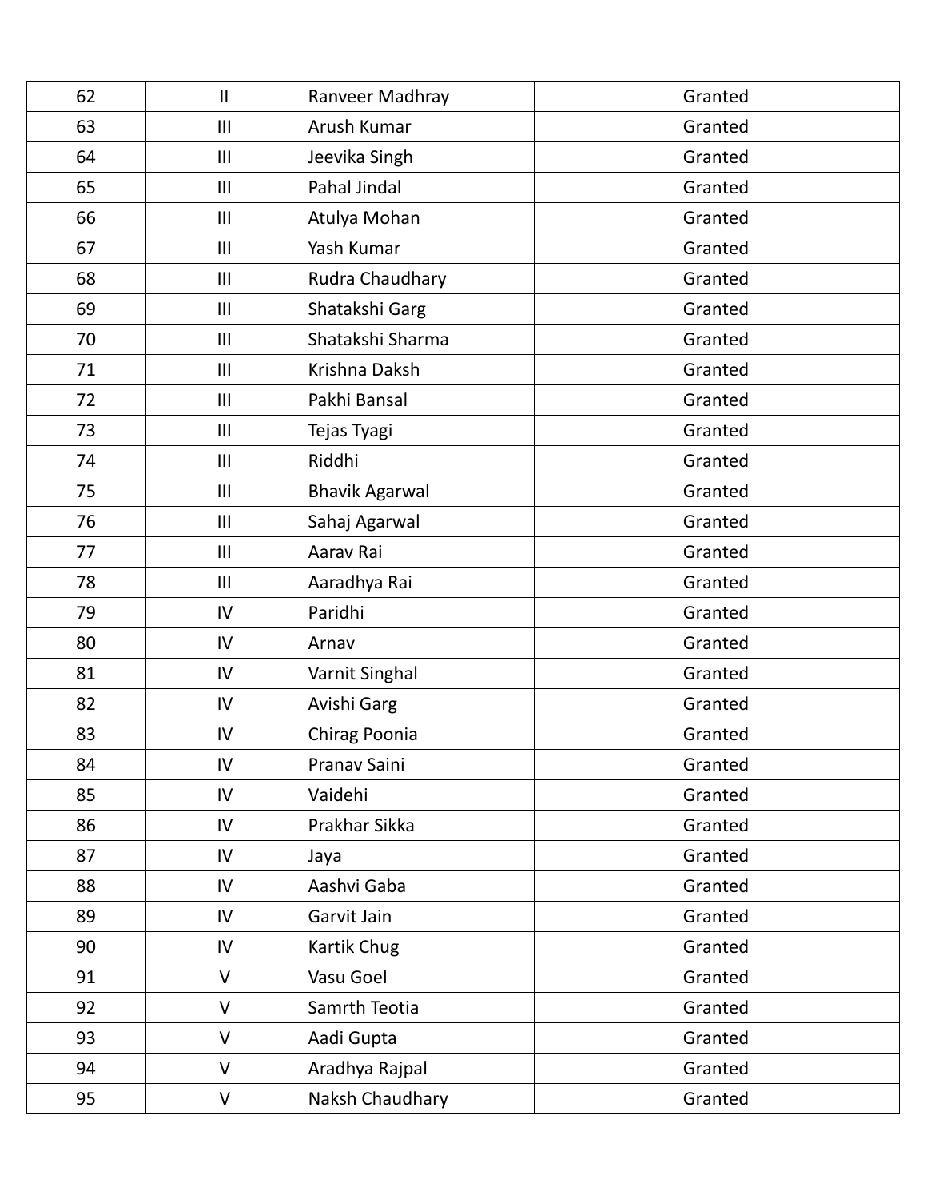| 62 | II | Ranveer Madhray | Granted |
|---|---|---|---|
| 63 | III | Arush Kumar | Granted |
| 64 | III | Jeevika Singh | Granted |
| 65 | III | Pahal Jindal | Granted |
| 66 | III | Atulya Mohan | Granted |
| 67 | III | Yash Kumar | Granted |
| 68 | III | Rudra Chaudhary | Granted |
| 69 | III | Shatakshi Garg | Granted |
| 70 | III | Shatakshi Sharma | Granted |
| 71 | III | Krishna Daksh | Granted |
| 72 | III | Pakhi Bansal | Granted |
| 73 | III | Tejas Tyagi | Granted |
| 74 | III | Riddhi | Granted |
| 75 | III | Bhavik Agarwal | Granted |
| 76 | III | Sahaj Agarwal | Granted |
| 77 | III | Aarav Rai | Granted |
| 78 | III | Aaradhya Rai | Granted |
| 79 | IV | Paridhi | Granted |
| 80 | IV | Arnav | Granted |
| 81 | IV | Varnit Singhal | Granted |
| 82 | IV | Avishi Garg | Granted |
| 83 | IV | Chirag Poonia | Granted |
| 84 | IV | Pranav Saini | Granted |
| 85 | IV | Vaidehi | Granted |
| 86 | IV | Prakhar Sikka | Granted |
| 87 | IV | Jaya | Granted |
| 88 | IV | Aashvi Gaba | Granted |
| 89 | IV | Garvit Jain | Granted |
| 90 | IV | Kartik Chug | Granted |
| 91 | V | Vasu Goel | Granted |
| 92 | V | Samrth Teotia | Granted |
| 93 | V | Aadi Gupta | Granted |
| 94 | V | Aradhya Rajpal | Granted |
| 95 | V | Naksh Chaudhary | Granted |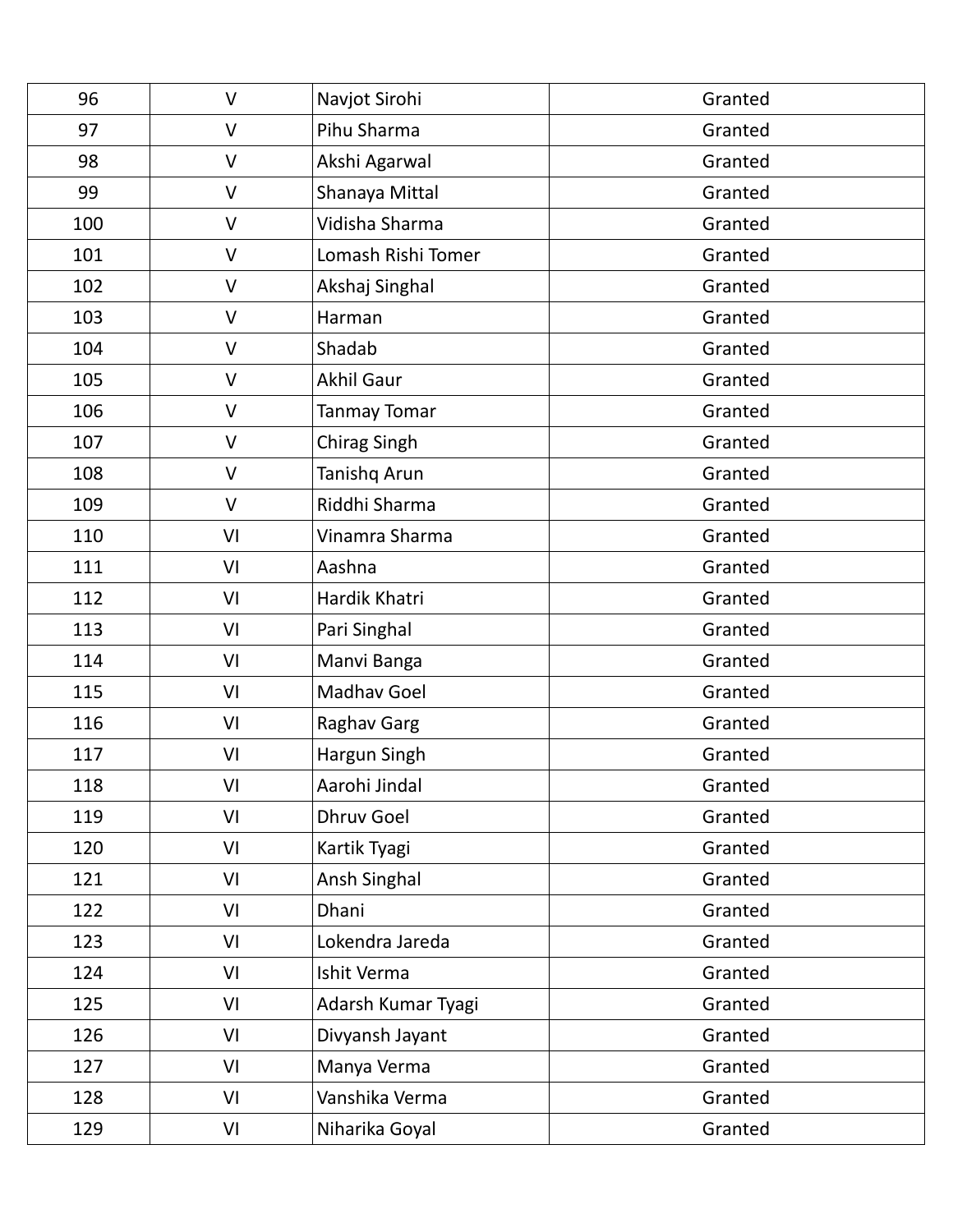| | | | |
|---|---|---|---|
| 96 | V | Navjot Sirohi | Granted |
| 97 | V | Pihu Sharma | Granted |
| 98 | V | Akshi Agarwal | Granted |
| 99 | V | Shanaya Mittal | Granted |
| 100 | V | Vidisha Sharma | Granted |
| 101 | V | Lomash Rishi Tomer | Granted |
| 102 | V | Akshaj Singhal | Granted |
| 103 | V | Harman | Granted |
| 104 | V | Shadab | Granted |
| 105 | V | Akhil Gaur | Granted |
| 106 | V | Tanmay Tomar | Granted |
| 107 | V | Chirag Singh | Granted |
| 108 | V | Tanishq Arun | Granted |
| 109 | V | Riddhi Sharma | Granted |
| 110 | VI | Vinamra Sharma | Granted |
| 111 | VI | Aashna | Granted |
| 112 | VI | Hardik Khatri | Granted |
| 113 | VI | Pari Singhal | Granted |
| 114 | VI | Manvi Banga | Granted |
| 115 | VI | Madhav Goel | Granted |
| 116 | VI | Raghav Garg | Granted |
| 117 | VI | Hargun Singh | Granted |
| 118 | VI | Aarohi Jindal | Granted |
| 119 | VI | Dhruv Goel | Granted |
| 120 | VI | Kartik Tyagi | Granted |
| 121 | VI | Ansh Singhal | Granted |
| 122 | VI | Dhani | Granted |
| 123 | VI | Lokendra Jareda | Granted |
| 124 | VI | Ishit Verma | Granted |
| 125 | VI | Adarsh Kumar Tyagi | Granted |
| 126 | VI | Divyansh Jayant | Granted |
| 127 | VI | Manya Verma | Granted |
| 128 | VI | Vanshika Verma | Granted |
| 129 | VI | Niharika Goyal | Granted |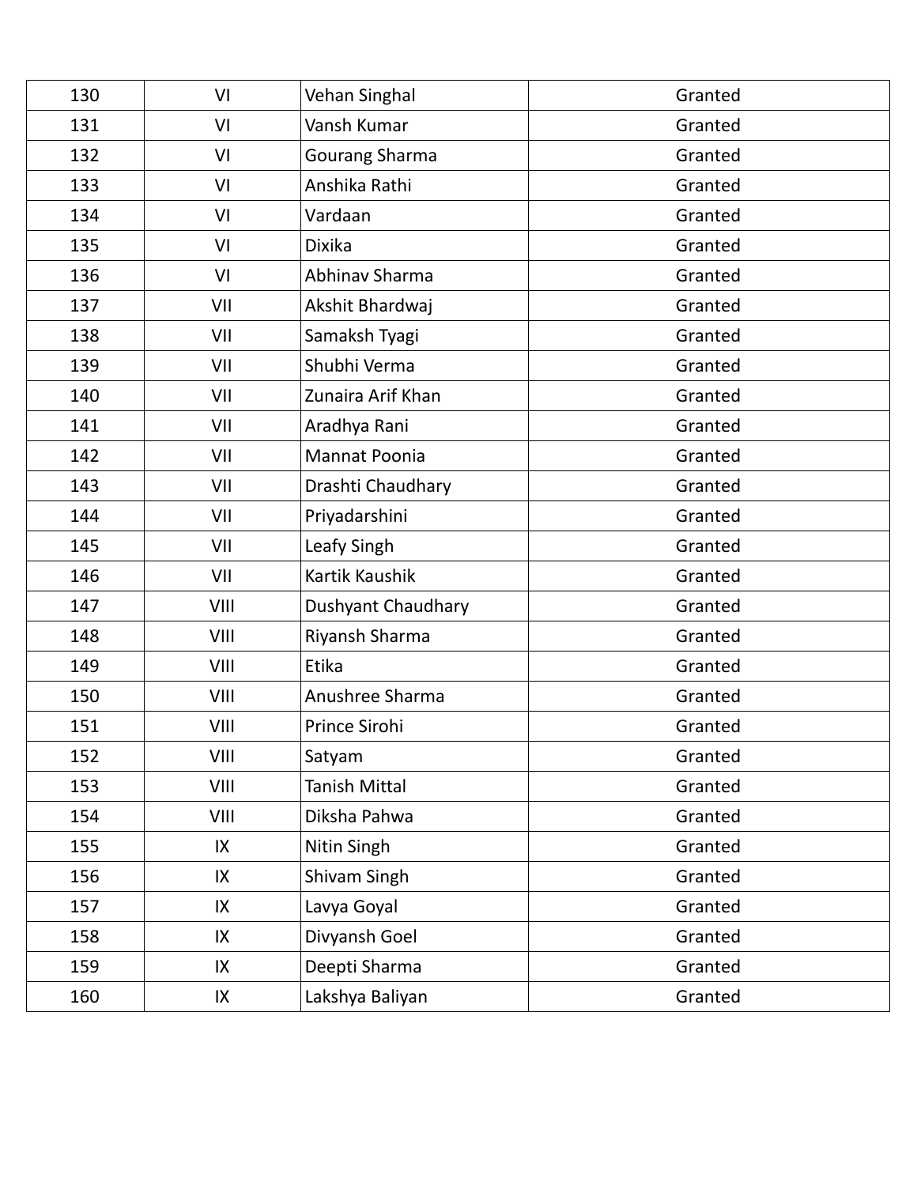| | | | |
|---|---|---|---|
| 130 | VI | Vehan Singhal | Granted |
| 131 | VI | Vansh Kumar | Granted |
| 132 | VI | Gourang Sharma | Granted |
| 133 | VI | Anshika Rathi | Granted |
| 134 | VI | Vardaan | Granted |
| 135 | VI | Dixika | Granted |
| 136 | VI | Abhinav Sharma | Granted |
| 137 | VII | Akshit Bhardwaj | Granted |
| 138 | VII | Samaksh Tyagi | Granted |
| 139 | VII | Shubhi Verma | Granted |
| 140 | VII | Zunaira Arif Khan | Granted |
| 141 | VII | Aradhya Rani | Granted |
| 142 | VII | Mannat Poonia | Granted |
| 143 | VII | Drashti Chaudhary | Granted |
| 144 | VII | Priyadarshini | Granted |
| 145 | VII | Leafy Singh | Granted |
| 146 | VII | Kartik Kaushik | Granted |
| 147 | VIII | Dushyant Chaudhary | Granted |
| 148 | VIII | Riyansh Sharma | Granted |
| 149 | VIII | Etika | Granted |
| 150 | VIII | Anushree Sharma | Granted |
| 151 | VIII | Prince Sirohi | Granted |
| 152 | VIII | Satyam | Granted |
| 153 | VIII | Tanish Mittal | Granted |
| 154 | VIII | Diksha Pahwa | Granted |
| 155 | IX | Nitin Singh | Granted |
| 156 | IX | Shivam Singh | Granted |
| 157 | IX | Lavya Goyal | Granted |
| 158 | IX | Divyansh Goel | Granted |
| 159 | IX | Deepti Sharma | Granted |
| 160 | IX | Lakshya Baliyan | Granted |